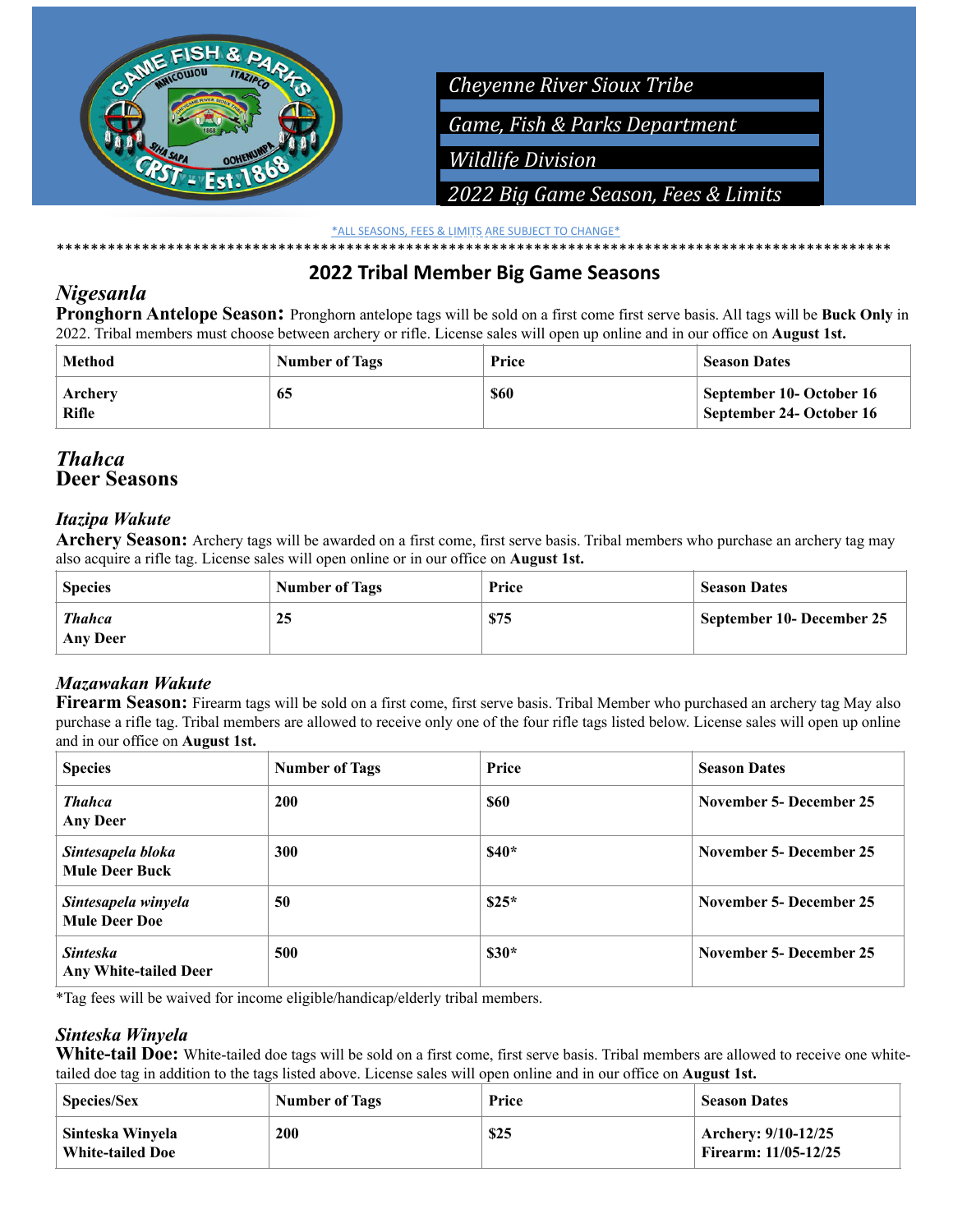*Cheyenne River Sioux Tribe*

*Game, Fish & Parks Department*

*Wildlife Division*

*2022 Big Game Season, Fees & Limits*

*ALL SEASONS, FEES & LIMITS ARE SUBJECT TO CHANGE*

****************************************************************************************************

## 2022 Tribal Member Big Game Seasons

### *Nigesanla*

**Pronghorn Antelope Season:** Pronghorn antelope tags will be sold on a first come first serve basis. All tags will be **Buck Only** in 2022. Tribal members must choose between archery or rifle. License sales will open up online and in our office on **August 1st.**

| Method | Number of Tags | Price | Season Dates |
|---|---|---|---|
| **Archery**<br>**Rifle** | **65** | **$60** | **September 10- October 16**<br>**September 24- October 16** |

### *Thahca*
### Deer Seasons

#### *Itazipa Wakute*

**Archery Season:** Archery tags will be awarded on a first come, first serve basis. Tribal members who purchase an archery tag may also acquire a rifle tag. License sales will open online or in our office on **August 1st.**

| Species | Number of Tags | Price | Season Dates |
|---|---|---|---|
| ***Thahca***<br>**Any Deer** | **25** | **$75** | **September 10- December 25** |

#### *Mazawakan Wakute*

**Firearm Season:** Firearm tags will be sold on a first come, first serve basis. Tribal Member who purchased an archery tag May also purchase a rifle tag. Tribal members are allowed to receive only one of the four rifle tags listed below. License sales will open up online and in our office on **August 1st.**

| Species | Number of Tags | Price | Season Dates |
|---|---|---|---|
| ***Thahca***<br>**Any Deer** | **200** | **$60** | **November 5- December 25** |
| ***Sintesapela bloka***<br>**Mule Deer Buck** | **300** | **$40*** | **November 5- December 25** |
| ***Sintesapela winyela***<br>**Mule Deer Doe** | **50** | **$25*** | **November 5- December 25** |
| ***Sinteska***<br>**Any White-tailed Deer** | **500** | **$30*** | **November 5- December 25** |

*Tag fees will be waived for income eligible/handicap/elderly tribal members.

#### *Sinteska Winyela*

**White-tail Doe:** White-tailed doe tags will be sold on a first come, first serve basis. Tribal members are allowed to receive one white-tailed doe tag in addition to the tags listed above. License sales will open online and in our office on **August 1st.**

| Species/Sex | Number of Tags | Price | Season Dates |
|---|---|---|---|
| **Sinteska Winyela**<br>**White-tailed Doe** | **200** | **$25** | **Archery: 9/10-12/25**<br>**Firearm: 11/05-12/25** |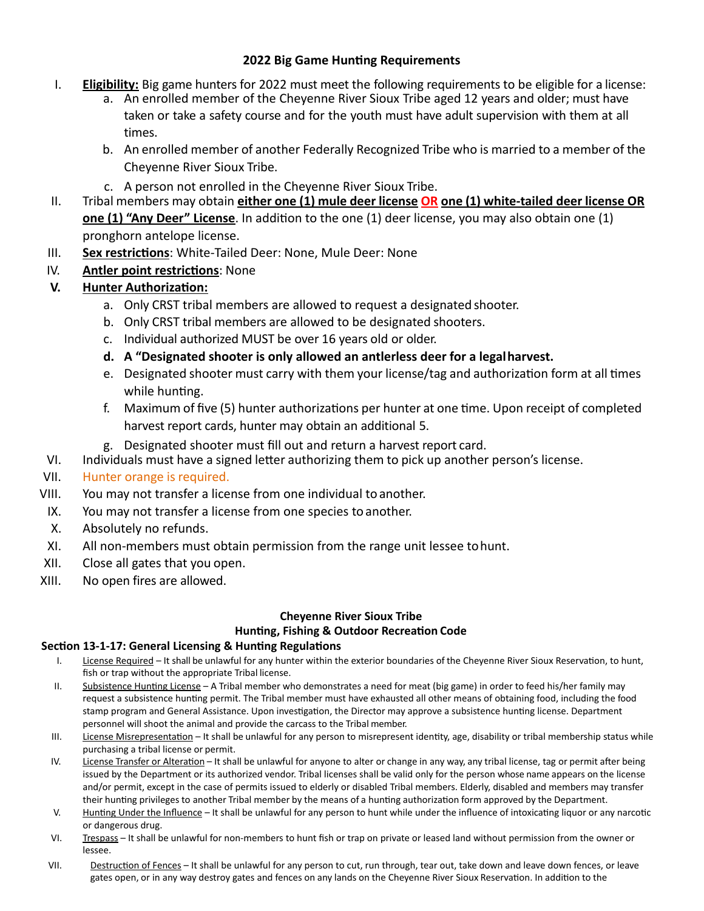## 2022 Big Game Hunting Requirements

I. **Eligibility:** Big game hunters for 2022 must meet the following requirements to be eligible for a license:
   a. An enrolled member of the Cheyenne River Sioux Tribe aged 12 years and older; must have taken or take a safety course and for the youth must have adult supervision with them at all times.
   b. An enrolled member of another Federally Recognized Tribe who is married to a member of the Cheyenne River Sioux Tribe.
   c. A person not enrolled in the Cheyenne River Sioux Tribe.

II. Tribal members may obtain **either one (1) mule deer license OR one (1) white-tailed deer license OR one (1) "Any Deer" License**. In addition to the one (1) deer license, you may also obtain one (1) pronghorn antelope license.

III. **Sex restrictions**: White-Tailed Deer: None, Mule Deer: None

IV. **Antler point restrictions**: None

V. **Hunter Authorization:**
   a. Only CRST tribal members are allowed to request a designated shooter.
   b. Only CRST tribal members are allowed to be designated shooters.
   c. Individual authorized MUST be over 16 years old or older.
   d. **A "Designated shooter is only allowed an antlerless deer for a legal harvest.**
   e. Designated shooter must carry with them your license/tag and authorization form at all times while hunting.
   f. Maximum of five (5) hunter authorizations per hunter at one time. Upon receipt of completed harvest report cards, hunter may obtain an additional 5.
   g. Designated shooter must fill out and return a harvest report card.

VI. Individuals must have a signed letter authorizing them to pick up another person's license.

VII. Hunter orange is required.

VIII. You may not transfer a license from one individual to another.

IX. You may not transfer a license from one species to another.

X. Absolutely no refunds.

XI. All non-members must obtain permission from the range unit lessee to hunt.

XII. Close all gates that you open.

XIII. No open fires are allowed.

### Cheyenne River Sioux Tribe
### Hunting, Fishing & Outdoor Recreation Code

#### Section 13-1-17: General Licensing & Hunting Regulations

I. License Required – It shall be unlawful for any hunter within the exterior boundaries of the Cheyenne River Sioux Reservation, to hunt, fish or trap without the appropriate Tribal license.

II. Subsistence Hunting License – A Tribal member who demonstrates a need for meat (big game) in order to feed his/her family may request a subsistence hunting permit. The Tribal member must have exhausted all other means of obtaining food, including the food stamp program and General Assistance. Upon investigation, the Director may approve a subsistence hunting license. Department personnel will shoot the animal and provide the carcass to the Tribal member.

III. License Misrepresentation – It shall be unlawful for any person to misrepresent identity, age, disability or tribal membership status while purchasing a tribal license or permit.

IV. License Transfer or Alteration – It shall be unlawful for anyone to alter or change in any way, any tribal license, tag or permit after being issued by the Department or its authorized vendor. Tribal licenses shall be valid only for the person whose name appears on the license and/or permit, except in the case of permits issued to elderly or disabled Tribal members. Elderly, disabled and members may transfer their hunting privileges to another Tribal member by the means of a hunting authorization form approved by the Department.

V. Hunting Under the Influence – It shall be unlawful for any person to hunt while under the influence of intoxicating liquor or any narcotic or dangerous drug.

VI. Trespass – It shall be unlawful for non-members to hunt fish or trap on private or leased land without permission from the owner or lessee.

VII. Destruction of Fences – It shall be unlawful for any person to cut, run through, tear out, take down and leave down fences, or leave gates open, or in any way destroy gates and fences on any lands on the Cheyenne River Sioux Reservation. In addition to the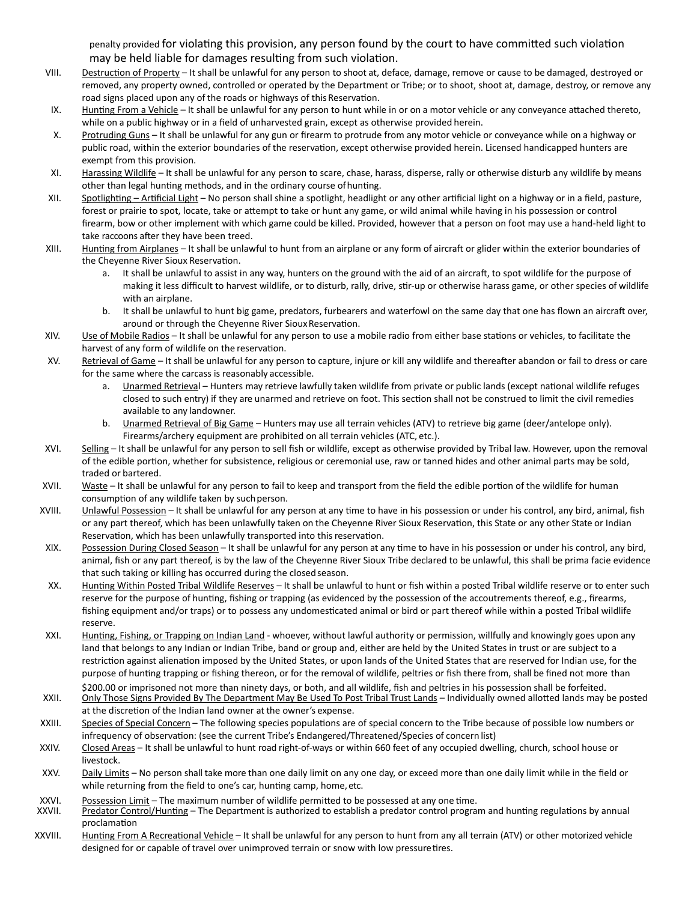penalty provided for violating this provision, any person found by the court to have committed such violation may be held liable for damages resulting from such violation.

VIII. Destruction of Property – It shall be unlawful for any person to shoot at, deface, damage, remove or cause to be damaged, destroyed or removed, any property owned, controlled or operated by the Department or Tribe; or to shoot, shoot at, damage, destroy, or remove any road signs placed upon any of the roads or highways of this Reservation.

IX. Hunting From a Vehicle – It shall be unlawful for any person to hunt while in or on a motor vehicle or any conveyance attached thereto, while on a public highway or in a field of unharvested grain, except as otherwise provided herein.

X. Protruding Guns – It shall be unlawful for any gun or firearm to protrude from any motor vehicle or conveyance while on a highway or public road, within the exterior boundaries of the reservation, except otherwise provided herein. Licensed handicapped hunters are exempt from this provision.

XI. Harassing Wildlife – It shall be unlawful for any person to scare, chase, harass, disperse, rally or otherwise disturb any wildlife by means other than legal hunting methods, and in the ordinary course of hunting.

XII. Spotlighting – Artificial Light – No person shall shine a spotlight, headlight or any other artificial light on a highway or in a field, pasture, forest or prairie to spot, locate, take or attempt to take or hunt any game, or wild animal while having in his possession or control firearm, bow or other implement with which game could be killed. Provided, however that a person on foot may use a hand-held light to take raccoons after they have been treed.

XIII. Hunting from Airplanes – It shall be unlawful to hunt from an airplane or any form of aircraft or glider within the exterior boundaries of the Cheyenne River Sioux Reservation.
   a. It shall be unlawful to assist in any way, hunters on the ground with the aid of an aircraft, to spot wildlife for the purpose of making it less difficult to harvest wildlife, or to disturb, rally, drive, stir-up or otherwise harass game, or other species of wildlife with an airplane.
   b. It shall be unlawful to hunt big game, predators, furbearers and waterfowl on the same day that one has flown an aircraft over, around or through the Cheyenne River Sioux Reservation.

XIV. Use of Mobile Radios – It shall be unlawful for any person to use a mobile radio from either base stations or vehicles, to facilitate the harvest of any form of wildlife on the reservation.

XV. Retrieval of Game – It shall be unlawful for any person to capture, injure or kill any wildlife and thereafter abandon or fail to dress or care for the same where the carcass is reasonably accessible.
   a. Unarmed Retrieval – Hunters may retrieve lawfully taken wildlife from private or public lands (except national wildlife refuges closed to such entry) if they are unarmed and retrieve on foot. This section shall not be construed to limit the civil remedies available to any landowner.
   b. Unarmed Retrieval of Big Game – Hunters may use all terrain vehicles (ATV) to retrieve big game (deer/antelope only). Firearms/archery equipment are prohibited on all terrain vehicles (ATC, etc.).

XVI. Selling – It shall be unlawful for any person to sell fish or wildlife, except as otherwise provided by Tribal law. However, upon the removal of the edible portion, whether for subsistence, religious or ceremonial use, raw or tanned hides and other animal parts may be sold, traded or bartered.

XVII. Waste – It shall be unlawful for any person to fail to keep and transport from the field the edible portion of the wildlife for human consumption of any wildlife taken by such person.

XVIII. Unlawful Possession – It shall be unlawful for any person at any time to have in his possession or under his control, any bird, animal, fish or any part thereof, which has been unlawfully taken on the Cheyenne River Sioux Reservation, this State or any other State or Indian Reservation, which has been unlawfully transported into this reservation.

XIX. Possession During Closed Season – It shall be unlawful for any person at any time to have in his possession or under his control, any bird, animal, fish or any part thereof, is by the law of the Cheyenne River Sioux Tribe declared to be unlawful, this shall be prima facie evidence that such taking or killing has occurred during the closed season.

XX. Hunting Within Posted Tribal Wildlife Reserves – It shall be unlawful to hunt or fish within a posted Tribal wildlife reserve or to enter such reserve for the purpose of hunting, fishing or trapping (as evidenced by the possession of the accoutrements thereof, e.g., firearms, fishing equipment and/or traps) or to possess any undomesticated animal or bird or part thereof while within a posted Tribal wildlife reserve.

XXI. Hunting, Fishing, or Trapping on Indian Land - whoever, without lawful authority or permission, willfully and knowingly goes upon any land that belongs to any Indian or Indian Tribe, band or group and, either are held by the United States in trust or are subject to a restriction against alienation imposed by the United States, or upon lands of the United States that are reserved for Indian use, for the purpose of hunting trapping or fishing thereon, or for the removal of wildlife, peltries or fish there from, shall be fined not more than $200.00 or imprisoned not more than ninety days, or both, and all wildlife, fish and peltries in his possession shall be forfeited.

XXII. Only Those Signs Provided By The Department May Be Used To Post Tribal Trust Lands – Individually owned allotted lands may be posted at the discretion of the Indian land owner at the owner's expense.

XXIII. Species of Special Concern – The following species populations are of special concern to the Tribe because of possible low numbers or infrequency of observation: (see the current Tribe's Endangered/Threatened/Species of concern list)

XXIV. Closed Areas – It shall be unlawful to hunt road right-of-ways or within 660 feet of any occupied dwelling, church, school house or livestock.

XXV. Daily Limits – No person shall take more than one daily limit on any one day, or exceed more than one daily limit while in the field or while returning from the field to one's car, hunting camp, home, etc.

XXVI. Possession Limit – The maximum number of wildlife permitted to be possessed at any one time.

XXVII. Predator Control/Hunting – The Department is authorized to establish a predator control program and hunting regulations by annual proclamation

XXVIII. Hunting From A Recreational Vehicle – It shall be unlawful for any person to hunt from any all terrain (ATV) or other motorized vehicle designed for or capable of travel over unimproved terrain or snow with low pressure tires.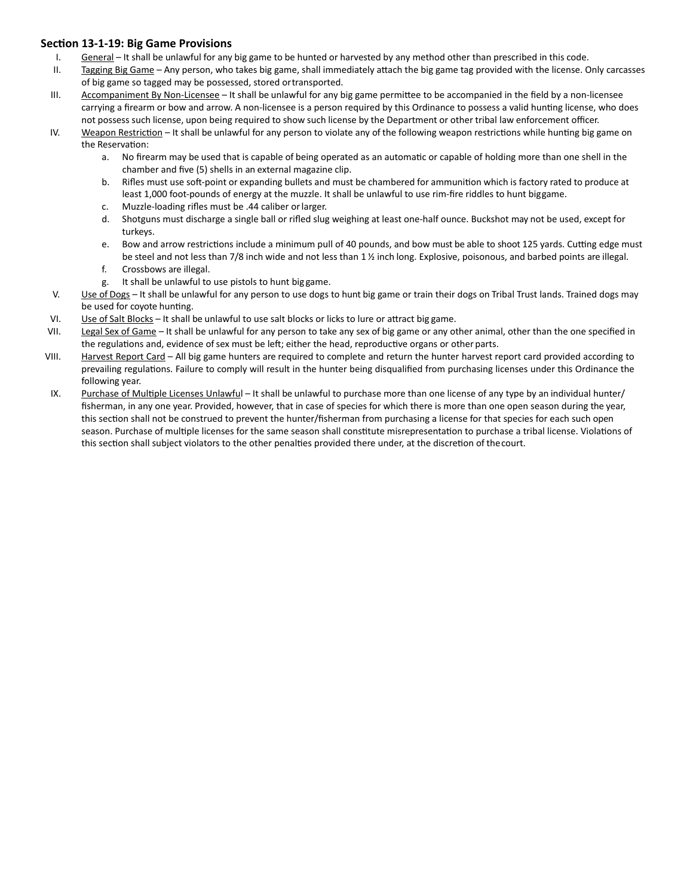## Section 13-1-19: Big Game Provisions

I. General – It shall be unlawful for any big game to be hunted or harvested by any method other than prescribed in this code.

II. Tagging Big Game – Any person, who takes big game, shall immediately attach the big game tag provided with the license. Only carcasses of big game so tagged may be possessed, stored or transported.

III. Accompaniment By Non-Licensee – It shall be unlawful for any big game permittee to be accompanied in the field by a non-licensee carrying a firearm or bow and arrow. A non-licensee is a person required by this Ordinance to possess a valid hunting license, who does not possess such license, upon being required to show such license by the Department or other tribal law enforcement officer.

IV. Weapon Restriction – It shall be unlawful for any person to violate any of the following weapon restrictions while hunting big game on the Reservation:

   a. No firearm may be used that is capable of being operated as an automatic or capable of holding more than one shell in the chamber and five (5) shells in an external magazine clip.
   b. Rifles must use soft-point or expanding bullets and must be chambered for ammunition which is factory rated to produce at least 1,000 foot-pounds of energy at the muzzle. It shall be unlawful to use rim-fire riddles to hunt big game.
   c. Muzzle-loading rifles must be .44 caliber or larger.
   d. Shotguns must discharge a single ball or rifled slug weighing at least one-half ounce. Buckshot may not be used, except for turkeys.
   e. Bow and arrow restrictions include a minimum pull of 40 pounds, and bow must be able to shoot 125 yards. Cutting edge must be steel and not less than 7/8 inch wide and not less than 1 ½ inch long. Explosive, poisonous, and barbed points are illegal.
   f. Crossbows are illegal.
   g. It shall be unlawful to use pistols to hunt big game.

V. Use of Dogs – It shall be unlawful for any person to use dogs to hunt big game or train their dogs on Tribal Trust lands. Trained dogs may be used for coyote hunting.

VI. Use of Salt Blocks – It shall be unlawful to use salt blocks or licks to lure or attract big game.

VII. Legal Sex of Game – It shall be unlawful for any person to take any sex of big game or any other animal, other than the one specified in the regulations and, evidence of sex must be left; either the head, reproductive organs or other parts.

VIII. Harvest Report Card – All big game hunters are required to complete and return the hunter harvest report card provided according to prevailing regulations. Failure to comply will result in the hunter being disqualified from purchasing licenses under this Ordinance the following year.

IX. Purchase of Multiple Licenses Unlawful – It shall be unlawful to purchase more than one license of any type by an individual hunter/fisherman, in any one year. Provided, however, that in case of species for which there is more than one open season during the year, this section shall not be construed to prevent the hunter/fisherman from purchasing a license for that species for each such open season. Purchase of multiple licenses for the same season shall constitute misrepresentation to purchase a tribal license. Violations of this section shall subject violators to the other penalties provided there under, at the discretion of the court.